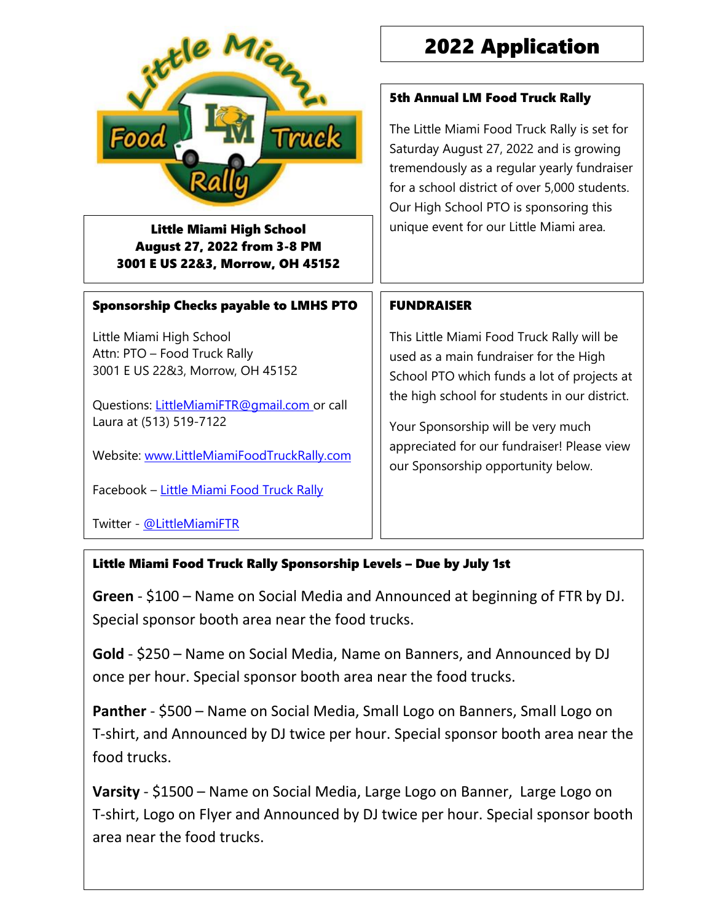# 2022 Application

**Little Miami High School**
**August 27, 2022 from 3-8 PM**
**3001 E US 22&3, Morrow, OH 45152**

### 5th Annual LM Food Truck Rally

The Little Miami Food Truck Rally is set for Saturday August 27, 2022 and is growing tremendously as a regular yearly fundraiser for a school district of over 5,000 students. Our High School PTO is sponsoring this unique event for our Little Miami area.

### Sponsorship Checks payable to LMHS PTO

Little Miami High School
Attn: PTO – Food Truck Rally
3001 E US 22&3, Morrow, OH 45152

Questions: [LittleMiamiFTR@gmail.com](mailto:LittleMiamiFTR@gmail.com) or call Laura at (513) 519-7122

Website: [www.LittleMiamiFoodTruckRally.com](http://www.LittleMiamiFoodTruckRally.com)

Facebook – Little Miami Food Truck Rally

Twitter - @LittleMiamiFTR

### FUNDRAISER

This Little Miami Food Truck Rally will be used as a main fundraiser for the High School PTO which funds a lot of projects at the high school for students in our district.

Your Sponsorship will be very much appreciated for our fundraiser! Please view our Sponsorship opportunity below.

### Little Miami Food Truck Rally Sponsorship Levels – Due by July 1st

**Green** - $100 – Name on Social Media and Announced at beginning of FTR by DJ. Special sponsor booth area near the food trucks.

**Gold** - $250 – Name on Social Media, Name on Banners, and Announced by DJ once per hour. Special sponsor booth area near the food trucks.

**Panther** - $500 – Name on Social Media, Small Logo on Banners, Small Logo on T-shirt, and Announced by DJ twice per hour. Special sponsor booth area near the food trucks.

**Varsity** - $1500 – Name on Social Media, Large Logo on Banner, Large Logo on T-shirt, Logo on Flyer and Announced by DJ twice per hour. Special sponsor booth area near the food trucks.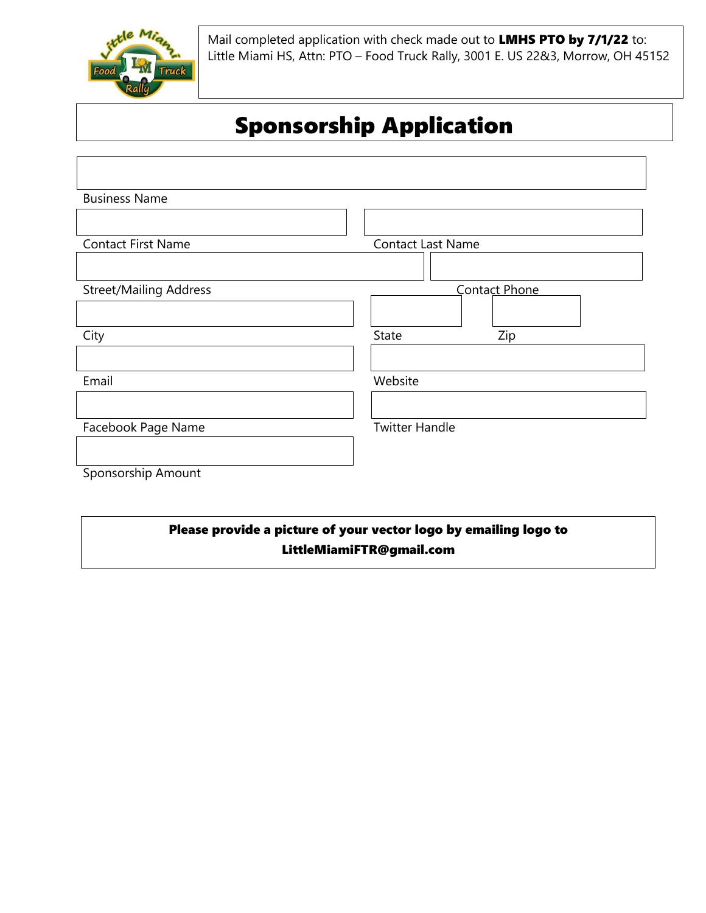Mail completed application with check made out to **LMHS PTO by 7/1/22** to:
Little Miami HS, Attn: PTO – Food Truck Rally, 3001 E. US 22&3, Morrow, OH 45152

# Sponsorship Application

Business Name

Contact First Name

Contact Last Name

Street/Mailing Address

Contact Phone

City

State

Zip

Email

Website

Facebook Page Name

Twitter Handle

Sponsorship Amount

**Please provide a picture of your vector logo by emailing logo to LittleMiamiFTR@gmail.com**